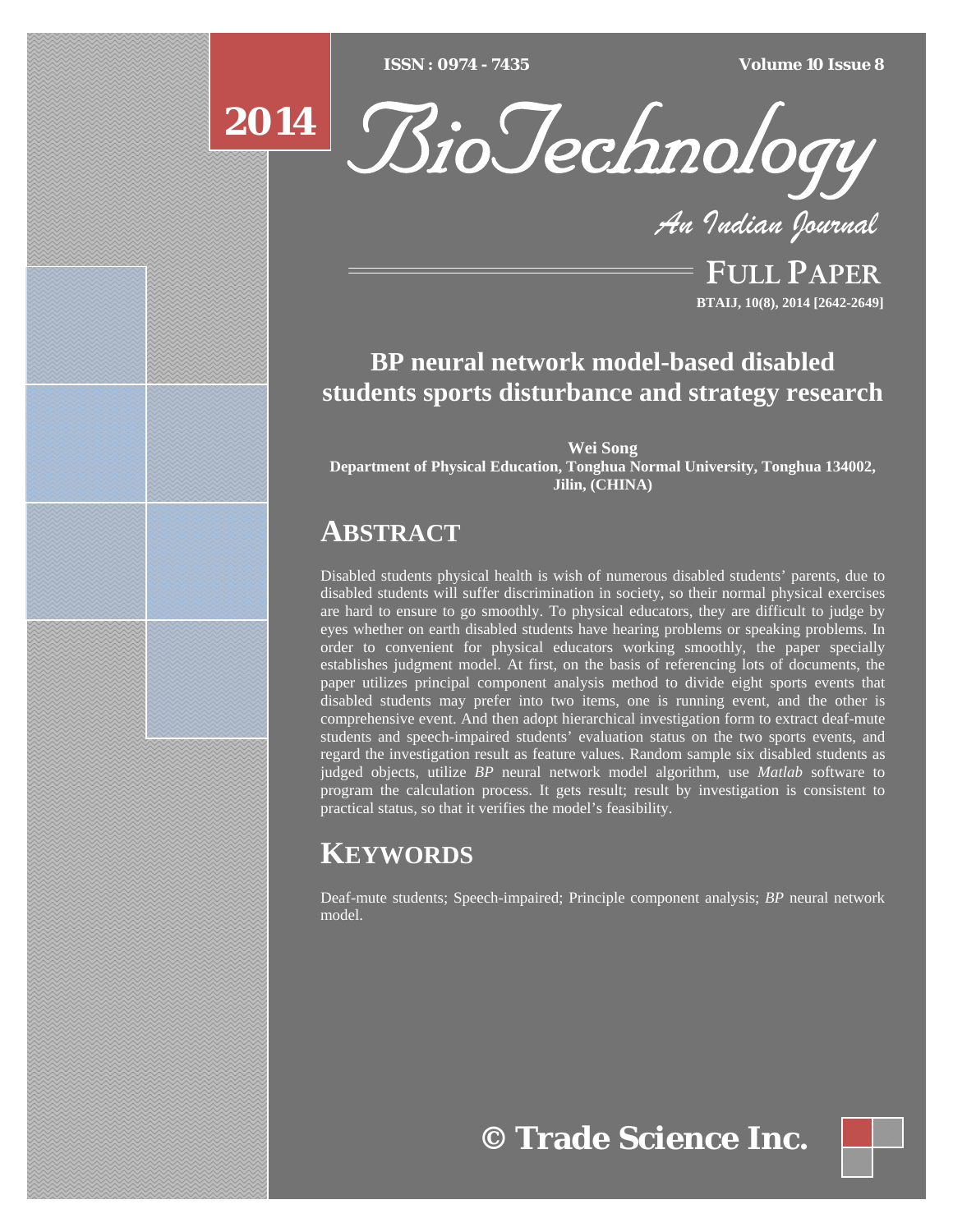# BP neural network model-based disabled students sports disturbance and strategy research

**Wei Song**
**Department of Physical Education, Tonghua Normal University, Tonghua 134002, Jilin, (CHINA)**

## ABSTRACT

Disabled students physical health is wish of numerous disabled students' parents, due to disabled students will suffer discrimination in society, so their normal physical exercises are hard to ensure to go smoothly. To physical educators, they are difficult to judge by eyes whether on earth disabled students have hearing problems or speaking problems. In order to convenient for physical educators working smoothly, the paper specially establishes judgment model. At first, on the basis of referencing lots of documents, the paper utilizes principal component analysis method to divide eight sports events that disabled students may prefer into two items, one is running event, and the other is comprehensive event. And then adopt hierarchical investigation form to extract deaf-mute students and speech-impaired students' evaluation status on the two sports events, and regard the investigation result as feature values. Random sample six disabled students as judged objects, utilize *BP* neural network model algorithm, use *Matlab* software to program the calculation process. It gets result; result by investigation is consistent to practical status, so that it verifies the model's feasibility.

## KEYWORDS

Deaf-mute students; Speech-impaired; Principle component analysis; *BP* neural network model.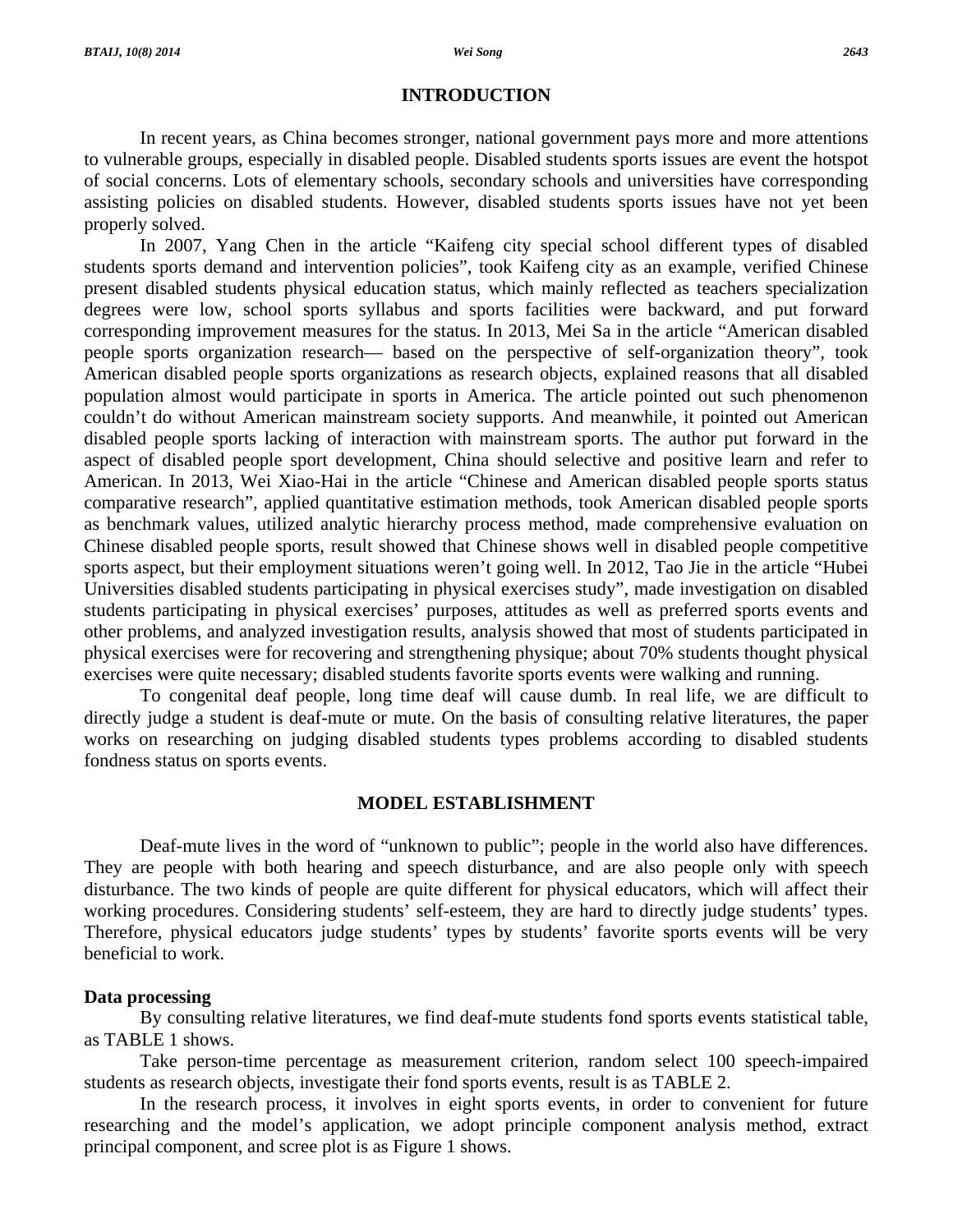## INTRODUCTION

In recent years, as China becomes stronger, national government pays more and more attentions to vulnerable groups, especially in disabled people. Disabled students sports issues are event the hotspot of social concerns. Lots of elementary schools, secondary schools and universities have corresponding assisting policies on disabled students. However, disabled students sports issues have not yet been properly solved.

In 2007, Yang Chen in the article "Kaifeng city special school different types of disabled students sports demand and intervention policies", took Kaifeng city as an example, verified Chinese present disabled students physical education status, which mainly reflected as teachers specialization degrees were low, school sports syllabus and sports facilities were backward, and put forward corresponding improvement measures for the status. In 2013, Mei Sa in the article "American disabled people sports organization research— based on the perspective of self-organization theory", took American disabled people sports organizations as research objects, explained reasons that all disabled population almost would participate in sports in America. The article pointed out such phenomenon couldn't do without American mainstream society supports. And meanwhile, it pointed out American disabled people sports lacking of interaction with mainstream sports. The author put forward in the aspect of disabled people sport development, China should selective and positive learn and refer to American. In 2013, Wei Xiao-Hai in the article "Chinese and American disabled people sports status comparative research", applied quantitative estimation methods, took American disabled people sports as benchmark values, utilized analytic hierarchy process method, made comprehensive evaluation on Chinese disabled people sports, result showed that Chinese shows well in disabled people competitive sports aspect, but their employment situations weren't going well. In 2012, Tao Jie in the article "Hubei Universities disabled students participating in physical exercises study", made investigation on disabled students participating in physical exercises' purposes, attitudes as well as preferred sports events and other problems, and analyzed investigation results, analysis showed that most of students participated in physical exercises were for recovering and strengthening physique; about 70% students thought physical exercises were quite necessary; disabled students favorite sports events were walking and running.

To congenital deaf people, long time deaf will cause dumb. In real life, we are difficult to directly judge a student is deaf-mute or mute. On the basis of consulting relative literatures, the paper works on researching on judging disabled students types problems according to disabled students fondness status on sports events.

## MODEL ESTABLISHMENT

Deaf-mute lives in the word of "unknown to public"; people in the world also have differences. They are people with both hearing and speech disturbance, and are also people only with speech disturbance. The two kinds of people are quite different for physical educators, which will affect their working procedures. Considering students' self-esteem, they are hard to directly judge students' types. Therefore, physical educators judge students' types by students' favorite sports events will be very beneficial to work.

### Data processing

By consulting relative literatures, we find deaf-mute students fond sports events statistical table, as TABLE 1 shows.

Take person-time percentage as measurement criterion, random select 100 speech-impaired students as research objects, investigate their fond sports events, result is as TABLE 2.

In the research process, it involves in eight sports events, in order to convenient for future researching and the model's application, we adopt principle component analysis method, extract principal component, and scree plot is as Figure 1 shows.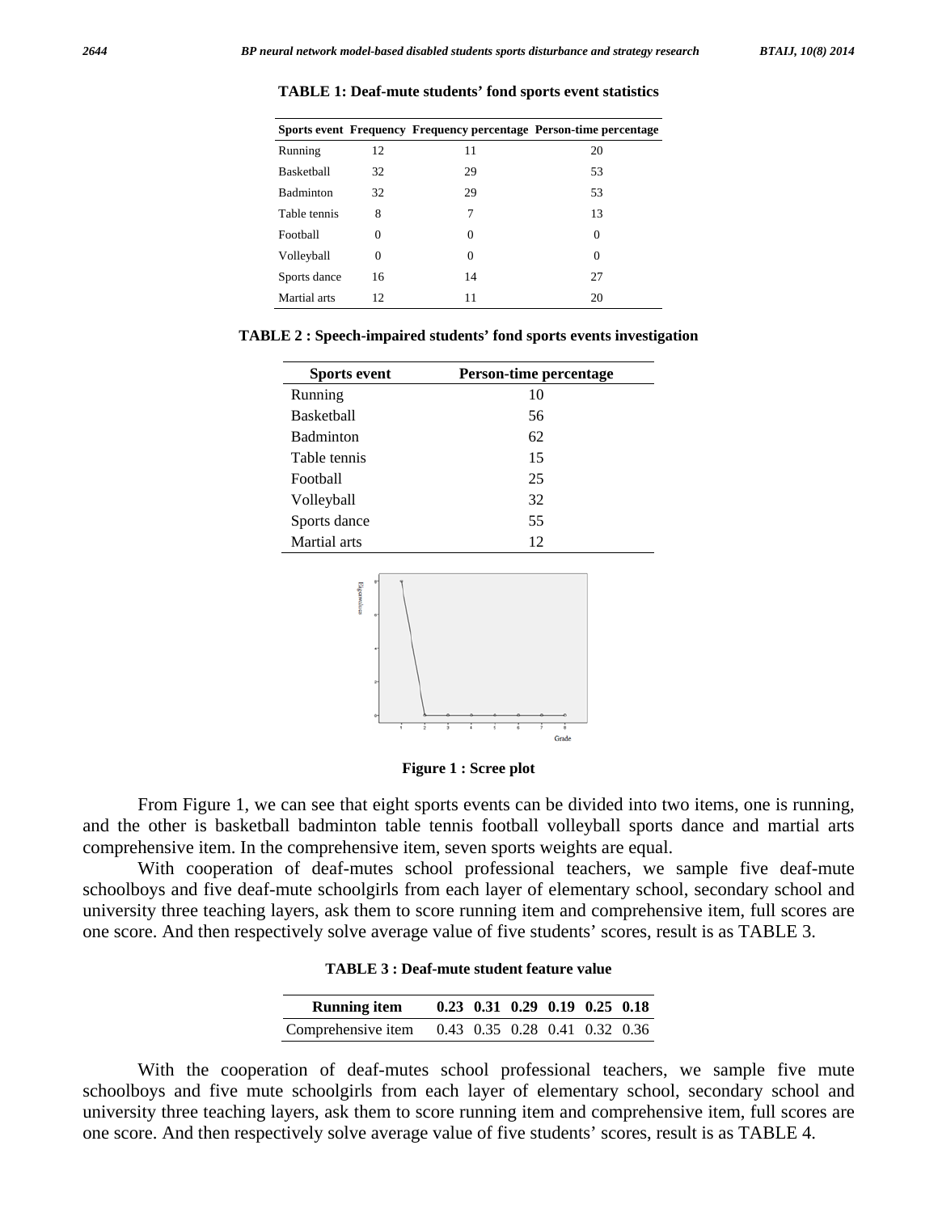**TABLE 1: Deaf-mute students' fond sports event statistics**

| Sports event | Frequency | Frequency percentage | Person-time percentage |
|---|---|---|---|
| Running | 12 | 11 | 20 |
| Basketball | 32 | 29 | 53 |
| Badminton | 32 | 29 | 53 |
| Table tennis | 8 | 7 | 13 |
| Football | 0 | 0 | 0 |
| Volleyball | 0 | 0 | 0 |
| Sports dance | 16 | 14 | 27 |
| Martial arts | 12 | 11 | 20 |

**TABLE 2 : Speech-impaired students' fond sports events investigation**

| Sports event | Person-time percentage |
|---|---|
| Running | 10 |
| Basketball | 56 |
| Badminton | 62 |
| Table tennis | 15 |
| Football | 25 |
| Volleyball | 32 |
| Sports dance | 55 |
| Martial arts | 12 |

**Figure 1 : Scree plot**

From Figure 1, we can see that eight sports events can be divided into two items, one is running, and the other is basketball badminton table tennis football volleyball sports dance and martial arts comprehensive item. In the comprehensive item, seven sports weights are equal.

With cooperation of deaf-mutes school professional teachers, we sample five deaf-mute schoolboys and five deaf-mute schoolgirls from each layer of elementary school, secondary school and university three teaching layers, ask them to score running item and comprehensive item, full scores are one score. And then respectively solve average value of five students' scores, result is as TABLE 3.

**TABLE 3 : Deaf-mute student feature value**

| Running item | 0.23 | 0.31 | 0.29 | 0.19 | 0.25 | 0.18 |
|---|---|---|---|---|---|---|
| Comprehensive item | 0.43 | 0.35 | 0.28 | 0.41 | 0.32 | 0.36 |

With the cooperation of deaf-mutes school professional teachers, we sample five mute schoolboys and five mute schoolgirls from each layer of elementary school, secondary school and university three teaching layers, ask them to score running item and comprehensive item, full scores are one score. And then respectively solve average value of five students' scores, result is as TABLE 4.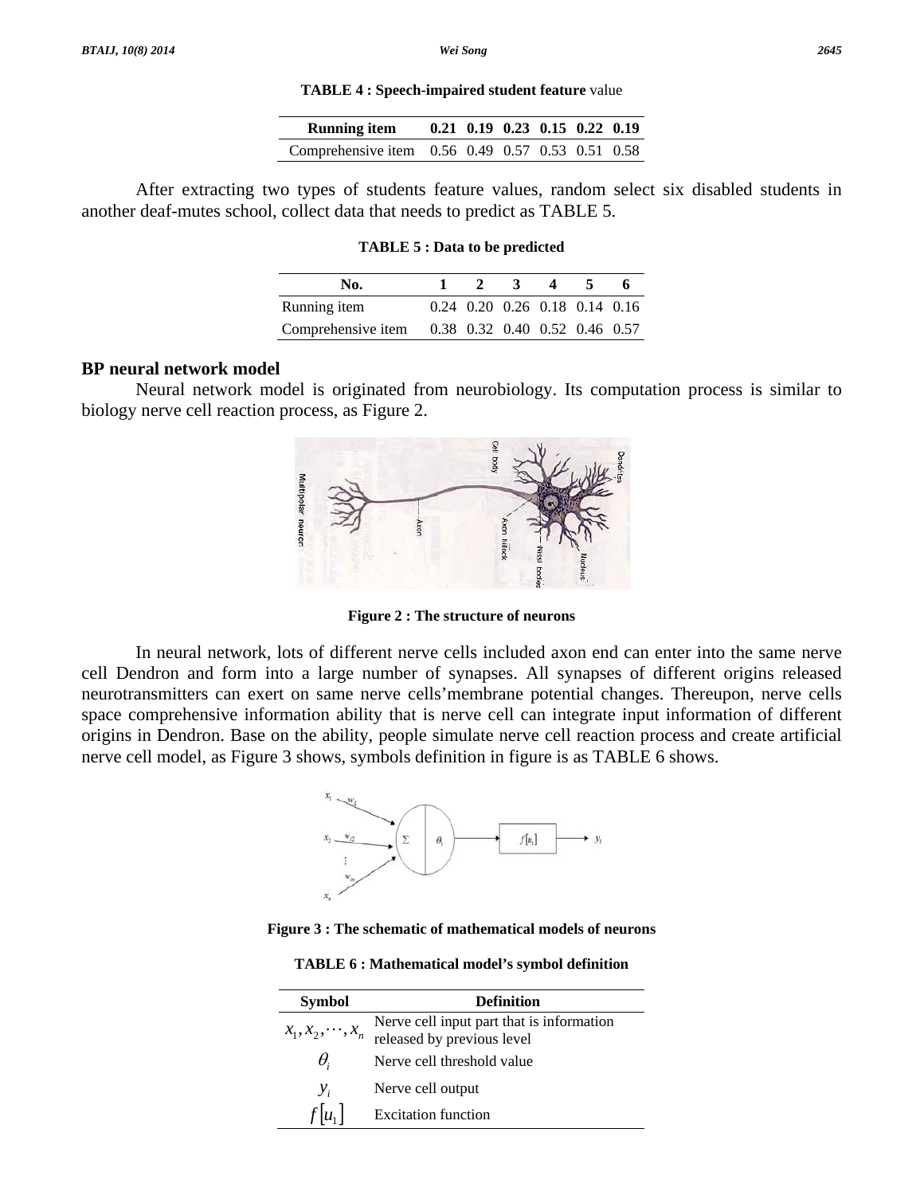**TABLE 4 : Speech-impaired student feature** value

| Running item | 0.21 | 0.19 | 0.23 | 0.15 | 0.22 | 0.19 |
|---|---|---|---|---|---|---|
| Comprehensive item | 0.56 | 0.49 | 0.57 | 0.53 | 0.51 | 0.58 |

After extracting two types of students feature values, random select six disabled students in another deaf-mutes school, collect data that needs to predict as TABLE 5.

**TABLE 5 : Data to be predicted**

| No. | 1 | 2 | 3 | 4 | 5 | 6 |
|---|---|---|---|---|---|---|
| Running item | 0.24 | 0.20 | 0.26 | 0.18 | 0.14 | 0.16 |
| Comprehensive item | 0.38 | 0.32 | 0.40 | 0.52 | 0.46 | 0.57 |

## BP neural network model

Neural network model is originated from neurobiology. Its computation process is similar to biology nerve cell reaction process, as Figure 2.

**Figure 2 : The structure of neurons**

In neural network, lots of different nerve cells included axon end can enter into the same nerve cell Dendron and form into a large number of synapses. All synapses of different origins released neurotransmitters can exert on same nerve cells'membrane potential changes. Thereupon, nerve cells space comprehensive information ability that is nerve cell can integrate input information of different origins in Dendron. Base on the ability, people simulate nerve cell reaction process and create artificial nerve cell model, as Figure 3 shows, symbols definition in figure is as TABLE 6 shows.

**Figure 3 : The schematic of mathematical models of neurons**

**TABLE 6 : Mathematical model's symbol definition**

| Symbol | Definition |
|---|---|
| $x_1, x_2, \cdots, x_n$ | Nerve cell input part that is information released by previous level |
| $\theta_i$ | Nerve cell threshold value |
| $y_i$ | Nerve cell output |
| $f[u_1]$ | Excitation function |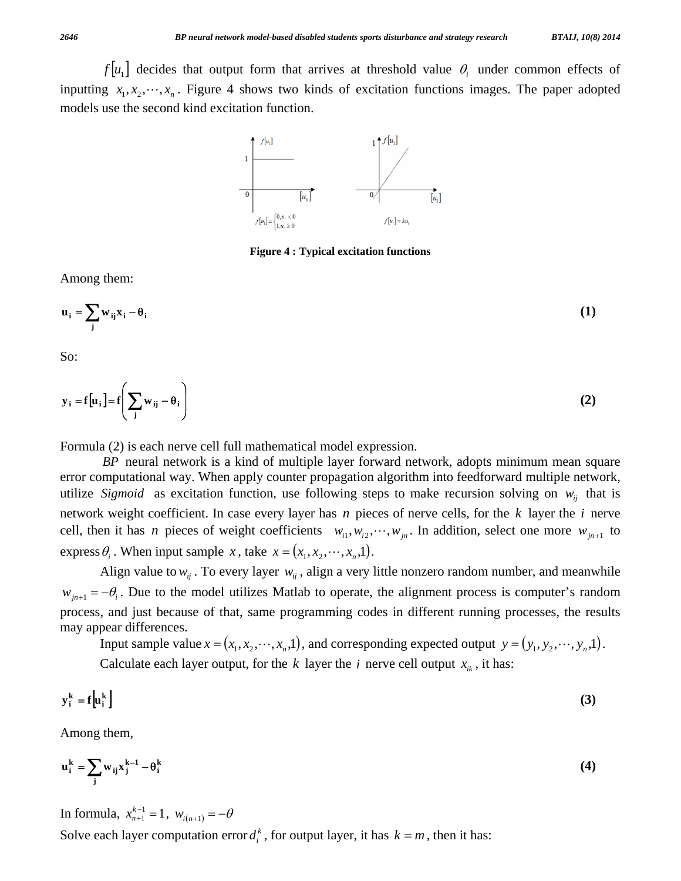$f[u_1]$ decides that output form that arrives at threshold value $\theta_i$ under common effects of inputting $x_1, x_2, \cdots, x_n$. Figure 4 shows two kinds of excitation functions images. The paper adopted models use the second kind excitation function.

$f[u_1] = \begin{cases} 0, u_i < 0 \\ 1, u_i \geq 0 \end{cases}$ $\quad$ $f[u_i] = ku_i$

Figure 4 : Typical excitation functions

Among them:

$$\mathbf{u_i} = \sum_{\mathbf{j}} \mathbf{w_{ij} x_i} - \boldsymbol{\theta}_\mathbf{i} \tag{1}$$

So:

$$\mathbf{y_i} = \mathbf{f}[\mathbf{u_i}] = \mathbf{f}\left(\sum_{\mathbf{j}} \mathbf{w_{ij}} - \boldsymbol{\theta}_\mathbf{i}\right) \tag{2}$$

Formula (2) is each nerve cell full mathematical model expression.

*BP* neural network is a kind of multiple layer forward network, adopts minimum mean square error computational way. When apply counter propagation algorithm into feedforward multiple network, utilize *Sigmoid* as excitation function, use following steps to make recursion solving on $w_{ij}$ that is network weight coefficient. In case every layer has $n$ pieces of nerve cells, for the $k$ layer the $i$ nerve cell, then it has $n$ pieces of weight coefficients $w_{i1}, w_{i2}, \cdots, w_{jn}$. In addition, select one more $w_{jn+1}$ to express $\theta_i$. When input sample $x$, take $x = (x_1, x_2, \cdots, x_n, 1)$.

Align value to $w_{ij}$. To every layer $w_{ij}$, align a very little nonzero random number, and meanwhile $w_{jn+1} = -\theta_i$. Due to the model utilizes Matlab to operate, the alignment process is computer's random process, and just because of that, same programming codes in different running processes, the results may appear differences.

Input sample value $x = (x_1, x_2, \cdots, x_n, 1)$, and corresponding expected output $y = (y_1, y_2, \cdots, y_n, 1)$.

Calculate each layer output, for the $k$ layer the $i$ nerve cell output $x_{ik}$, it has:

$$\mathbf{y_i^k} = \mathbf{f}[\mathbf{u_i^k}] \tag{3}$$

Among them,

$$\mathbf{u_i^k} = \sum_{\mathbf{j}} \mathbf{w_{ij} x_j^{k-1}} - \boldsymbol{\theta}_\mathbf{i}^\mathbf{k} \tag{4}$$

In formula, $x_{n+1}^{k-1} = 1$, $w_{i(n+1)} = -\theta$

Solve each layer computation error $d_i^k$, for output layer, it has $k = m$, then it has: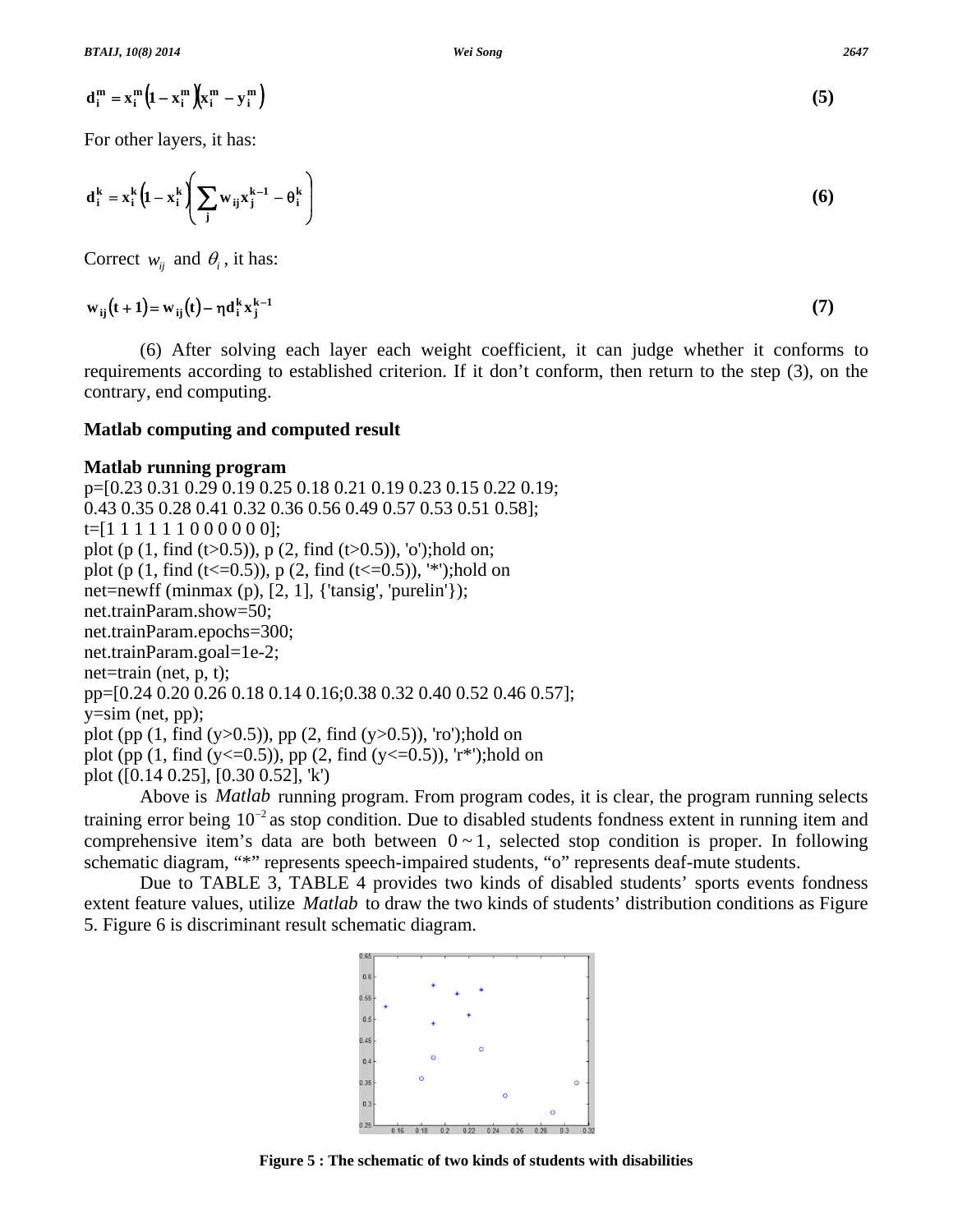$$d_i^m = x_i^m\left(1 - x_i^m\right)\left(x_i^m - y_i^m\right) \tag{5}$$

For other layers, it has:

$$d_i^k = x_i^k\left(1 - x_i^k\right)\left(\sum_j w_{ij} x_j^{k-1} - \theta_i^k\right) \tag{6}$$

Correct $w_{ij}$ and $\theta_i$, it has:

$$w_{ij}(t+1) = w_{ij}(t) - \eta d_i^k x_j^{k-1} \tag{7}$$

(6) After solving each layer each weight coefficient, it can judge whether it conforms to requirements according to established criterion. If it don't conform, then return to the step (3), on the contrary, end computing.

## Matlab computing and computed result

### Matlab running program

```
p=[0.23 0.31 0.29 0.19 0.25 0.18 0.21 0.19 0.23 0.15 0.22 0.19;
0.43 0.35 0.28 0.41 0.32 0.36 0.56 0.49 0.57 0.53 0.51 0.58];
t=[1 1 1 1 1 1 0 0 0 0 0 0];
plot (p (1, find (t>0.5)), p (2, find (t>0.5)), 'o');hold on;
plot (p (1, find (t<=0.5)), p (2, find (t<=0.5)), '*');hold on
net=newff (minmax (p), [2, 1], {'tansig', 'purelin'});
net.trainParam.show=50;
net.trainParam.epochs=300;
net.trainParam.goal=1e-2;
net=train (net, p, t);
pp=[0.24 0.20 0.26 0.18 0.14 0.16;0.38 0.32 0.40 0.52 0.46 0.57];
y=sim (net, pp);
plot (pp (1, find (y>0.5)), pp (2, find (y>0.5)), 'ro');hold on
plot (pp (1, find (y<=0.5)), pp (2, find (y<=0.5)), 'r*');hold on
plot ([0.14 0.25], [0.30 0.52], 'k')
```

Above is *Matlab* running program. From program codes, it is clear, the program running selects training error being $10^{-2}$ as stop condition. Due to disabled students fondness extent in running item and comprehensive item's data are both between $0 \sim 1$, selected stop condition is proper. In following schematic diagram, "*" represents speech-impaired students, "o" represents deaf-mute students.

Due to TABLE 3, TABLE 4 provides two kinds of disabled students' sports events fondness extent feature values, utilize *Matlab* to draw the two kinds of students' distribution conditions as Figure 5. Figure 6 is discriminant result schematic diagram.

**Figure 5 : The schematic of two kinds of students with disabilities**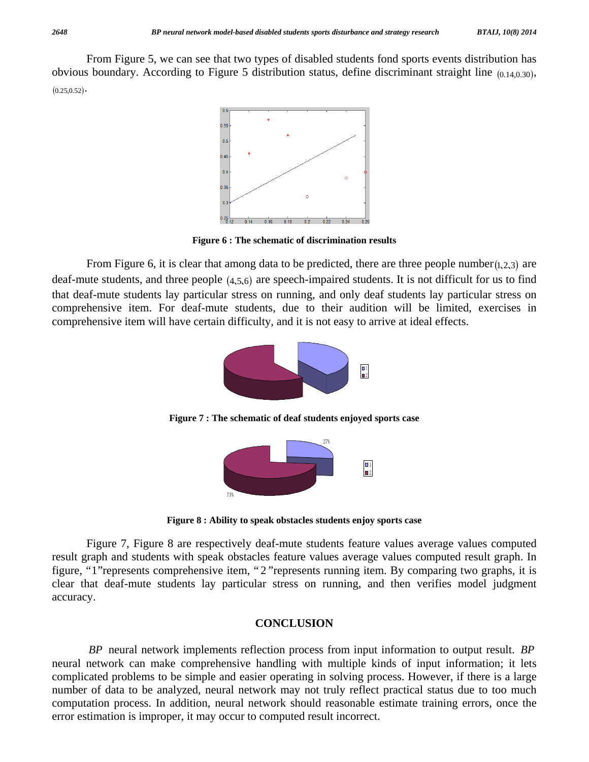From Figure 5, we can see that two types of disabled students fond sports events distribution has obvious boundary. According to Figure 5 distribution status, define discriminant straight line $(0.14,0.30)$, $(0.25,0.52)$.

**Figure 6 : The schematic of discrimination results**

From Figure 6, it is clear that among data to be predicted, there are three people number $(1,2,3)$ are deaf-mute students, and three people $(4,5,6)$ are speech-impaired students. It is not difficult for us to find that deaf-mute students lay particular stress on running, and only deaf students lay particular stress on comprehensive item. For deaf-mute students, due to their audition will be limited, exercises in comprehensive item will have certain difficulty, and it is not easy to arrive at ideal effects.

**Figure 7 : The schematic of deaf students enjoyed sports case**

**Figure 8 : Ability to speak obstacles students enjoy sports case**

Figure 7, Figure 8 are respectively deaf-mute students feature values average values computed result graph and students with speak obstacles feature values average values computed result graph. In figure, "1"represents comprehensive item, " 2 "represents running item. By comparing two graphs, it is clear that deaf-mute students lay particular stress on running, and then verifies model judgment accuracy.

## CONCLUSION

*BP* neural network implements reflection process from input information to output result. *BP* neural network can make comprehensive handling with multiple kinds of input information; it lets complicated problems to be simple and easier operating in solving process. However, if there is a large number of data to be analyzed, neural network may not truly reflect practical status due to too much computation process. In addition, neural network should reasonable estimate training errors, once the error estimation is improper, it may occur to computed result incorrect.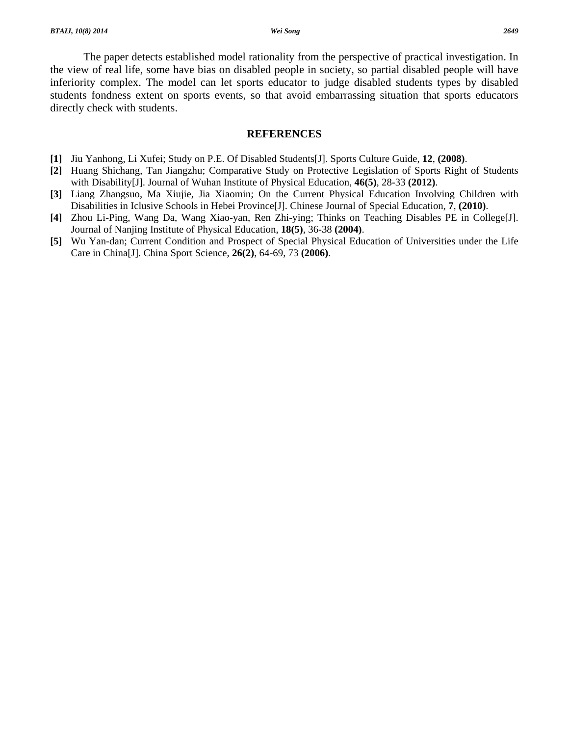The paper detects established model rationality from the perspective of practical investigation. In the view of real life, some have bias on disabled people in society, so partial disabled people will have inferiority complex. The model can let sports educator to judge disabled students types by disabled students fondness extent on sports events, so that avoid embarrassing situation that sports educators directly check with students.

## REFERENCES

**[1]** Jiu Yanhong, Li Xufei; Study on P.E. Of Disabled Students[J]. Sports Culture Guide, **12**, **(2008)**.

**[2]** Huang Shichang, Tan Jiangzhu; Comparative Study on Protective Legislation of Sports Right of Students with Disability[J]. Journal of Wuhan Institute of Physical Education, **46(5)**, 28-33 **(2012)**.

**[3]** Liang Zhangsuo, Ma Xiujie, Jia Xiaomin; On the Current Physical Education Involving Children with Disabilities in Iclusive Schools in Hebei Province[J]. Chinese Journal of Special Education, **7**, **(2010)**.

**[4]** Zhou Li-Ping, Wang Da, Wang Xiao-yan, Ren Zhi-ying; Thinks on Teaching Disables PE in College[J]. Journal of Nanjing Institute of Physical Education, **18(5)**, 36-38 **(2004)**.

**[5]** Wu Yan-dan; Current Condition and Prospect of Special Physical Education of Universities under the Life Care in China[J]. China Sport Science, **26(2)**, 64-69, 73 **(2006)**.